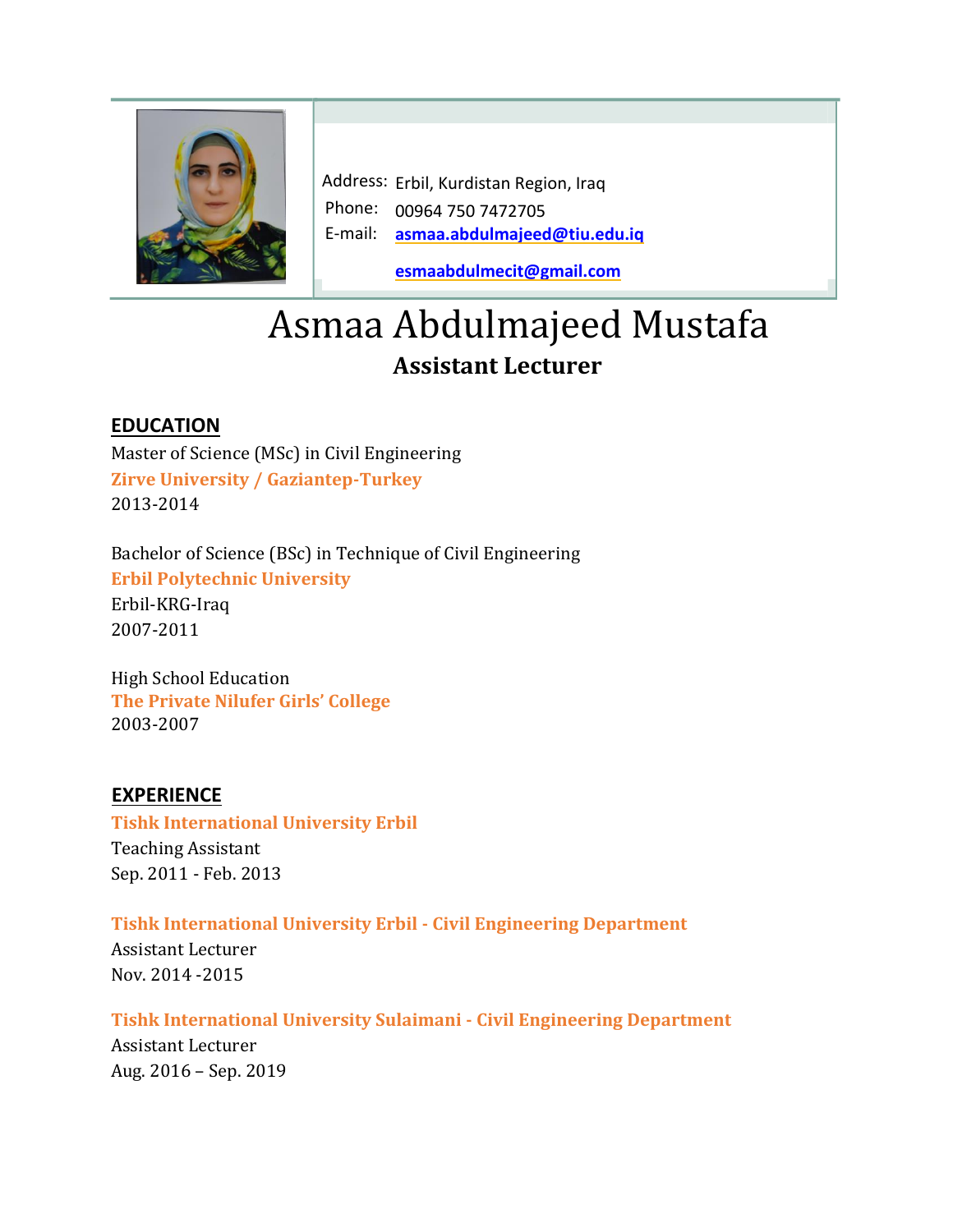Address: Erbil, Kurdistan Region, Iraq
Phone: 00964 750 7472705
E-mail: asmaa.abdulmajeed@tiu.edu.iq
esmaabdulmecit@gmail.com

# Asmaa Abdulmajeed Mustafa

## Assistant Lecturer

## EDUCATION

Master of Science (MSc) in Civil Engineering
**Zirve University / Gaziantep-Turkey**
2013-2014

Bachelor of Science (BSc) in Technique of Civil Engineering
**Erbil Polytechnic University**
Erbil-KRG-Iraq
2007-2011

High School Education
**The Private Nilufer Girls' College**
2003-2007

## EXPERIENCE

**Tishk International University Erbil**
Teaching Assistant
Sep. 2011 - Feb. 2013

**Tishk International University Erbil - Civil Engineering Department**
Assistant Lecturer
Nov. 2014 -2015

**Tishk International University Sulaimani - Civil Engineering Department**
Assistant Lecturer
Aug. 2016 – Sep. 2019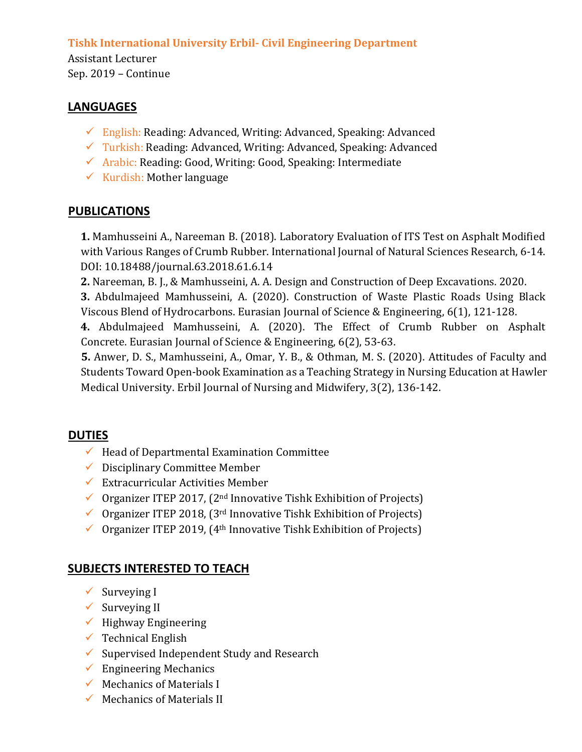**Tishk International University Erbil- Civil Engineering Department**
Assistant Lecturer
Sep. 2019 – Continue

## LANGUAGES

- English: Reading: Advanced, Writing: Advanced, Speaking: Advanced
- Turkish: Reading: Advanced, Writing: Advanced, Speaking: Advanced
- Arabic: Reading: Good, Writing: Good, Speaking: Intermediate
- Kurdish: Mother language

## PUBLICATIONS

**1.** Mamhusseini A., Nareeman B. (2018). Laboratory Evaluation of ITS Test on Asphalt Modified with Various Ranges of Crumb Rubber. International Journal of Natural Sciences Research, 6-14. DOI: 10.18488/journal.63.2018.61.6.14
**2.** Nareeman, B. J., & Mamhusseini, A. A. Design and Construction of Deep Excavations. 2020.
**3.** Abdulmajeed Mamhusseini, A. (2020). Construction of Waste Plastic Roads Using Black Viscous Blend of Hydrocarbons. Eurasian Journal of Science & Engineering, 6(1), 121-128.
**4.** Abdulmajeed Mamhusseini, A. (2020). The Effect of Crumb Rubber on Asphalt Concrete. Eurasian Journal of Science & Engineering, 6(2), 53-63.
**5.** Anwer, D. S., Mamhusseini, A., Omar, Y. B., & Othman, M. S. (2020). Attitudes of Faculty and Students Toward Open-book Examination as a Teaching Strategy in Nursing Education at Hawler Medical University. Erbil Journal of Nursing and Midwifery, 3(2), 136-142.

## DUTIES

- Head of Departmental Examination Committee
- Disciplinary Committee Member
- Extracurricular Activities Member
- Organizer ITEP 2017, (2nd Innovative Tishk Exhibition of Projects)
- Organizer ITEP 2018, (3rd Innovative Tishk Exhibition of Projects)
- Organizer ITEP 2019, (4th Innovative Tishk Exhibition of Projects)

## SUBJECTS INTERESTED TO TEACH

- Surveying I
- Surveying II
- Highway Engineering
- Technical English
- Supervised Independent Study and Research
- Engineering Mechanics
- Mechanics of Materials I
- Mechanics of Materials II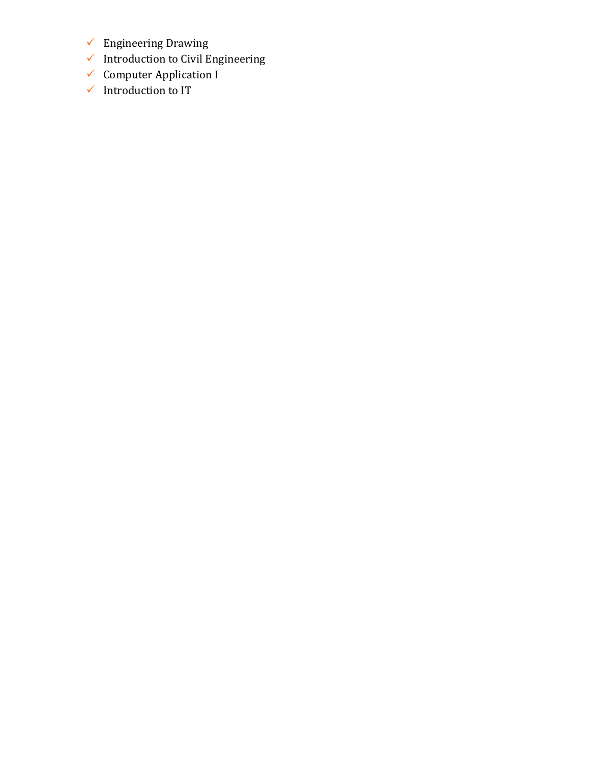- ✓ Engineering Drawing
- ✓ Introduction to Civil Engineering
- ✓ Computer Application I
- ✓ Introduction to IT